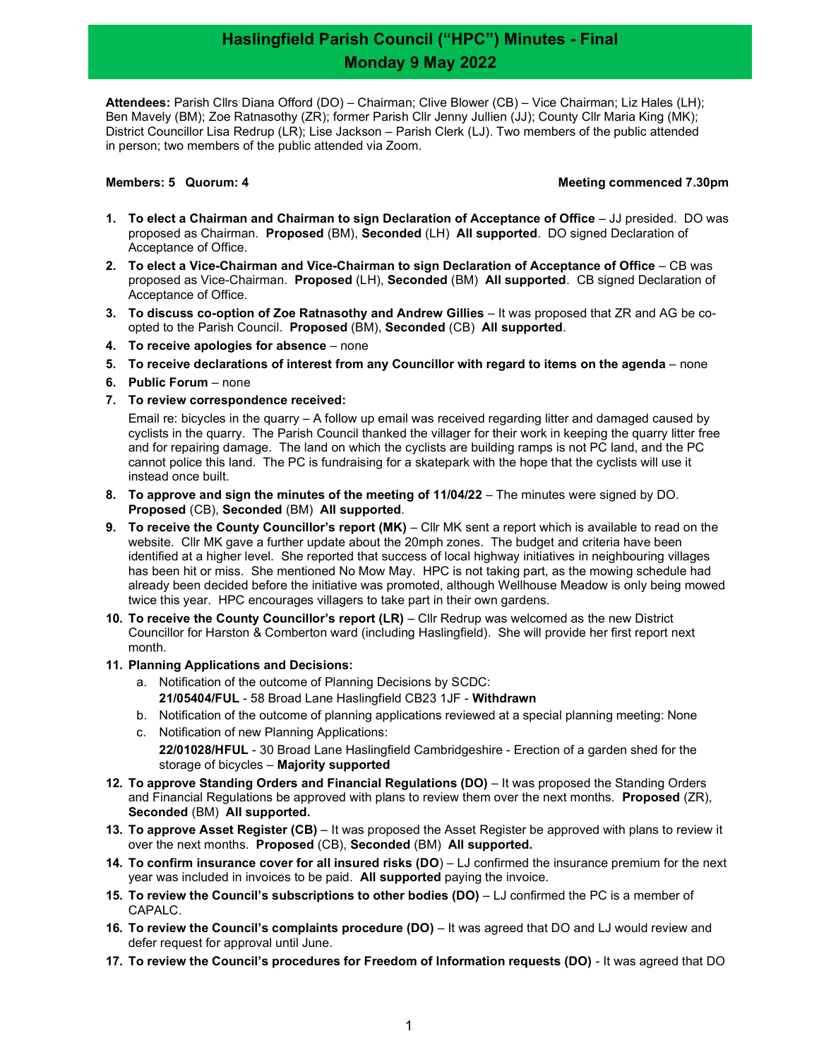# Haslingfield Parish Council ("HPC") Minutes - Final
# Monday 9 May 2022

**Attendees:** Parish Cllrs Diana Offord (DO) – Chairman; Clive Blower (CB) – Vice Chairman; Liz Hales (LH); Ben Mavely (BM); Zoe Ratnasothy (ZR); former Parish Cllr Jenny Jullien (JJ); County Cllr Maria King (MK); District Councillor Lisa Redrup (LR); Lise Jackson – Parish Clerk (LJ). Two members of the public attended in person; two members of the public attended via Zoom.

**Members: 5 Quorum: 4** **Meeting commenced 7.30pm**

1. **To elect a Chairman and Chairman to sign Declaration of Acceptance of Office** – JJ presided. DO was proposed as Chairman. **Proposed** (BM), **Seconded** (LH) **All supported**. DO signed Declaration of Acceptance of Office.
2. **To elect a Vice-Chairman and Vice-Chairman to sign Declaration of Acceptance of Office** – CB was proposed as Vice-Chairman. **Proposed** (LH), **Seconded** (BM) **All supported**. CB signed Declaration of Acceptance of Office.
3. **To discuss co-option of Zoe Ratnasothy and Andrew Gillies** – It was proposed that ZR and AG be co-opted to the Parish Council. **Proposed** (BM), **Seconded** (CB) **All supported**.
4. **To receive apologies for absence** – none
5. **To receive declarations of interest from any Councillor with regard to items on the agenda** – none
6. **Public Forum** – none
7. **To review correspondence received:**

   Email re: bicycles in the quarry – A follow up email was received regarding litter and damaged caused by cyclists in the quarry. The Parish Council thanked the villager for their work in keeping the quarry litter free and for repairing damage. The land on which the cyclists are building ramps is not PC land, and the PC cannot police this land. The PC is fundraising for a skatepark with the hope that the cyclists will use it instead once built.
8. **To approve and sign the minutes of the meeting of 11/04/22** – The minutes were signed by DO. **Proposed** (CB), **Seconded** (BM) **All supported**.
9. **To receive the County Councillor's report (MK)** – Cllr MK sent a report which is available to read on the website. Cllr MK gave a further update about the 20mph zones. The budget and criteria have been identified at a higher level. She reported that success of local highway initiatives in neighbouring villages has been hit or miss. She mentioned No Mow May. HPC is not taking part, as the mowing schedule had already been decided before the initiative was promoted, although Wellhouse Meadow is only being mowed twice this year. HPC encourages villagers to take part in their own gardens.
10. **To receive the County Councillor's report (LR)** – Cllr Redrup was welcomed as the new District Councillor for Harston & Comberton ward (including Haslingfield). She will provide her first report next month.
11. **Planning Applications and Decisions:**
    a. Notification of the outcome of Planning Decisions by SCDC:
       **21/05404/FUL** - 58 Broad Lane Haslingfield CB23 1JF - **Withdrawn**
    b. Notification of the outcome of planning applications reviewed at a special planning meeting: None
    c. Notification of new Planning Applications:
       **22/01028/HFUL** - 30 Broad Lane Haslingfield Cambridgeshire - Erection of a garden shed for the storage of bicycles – **Majority supported**
12. **To approve Standing Orders and Financial Regulations (DO)** – It was proposed the Standing Orders and Financial Regulations be approved with plans to review them over the next months. **Proposed** (ZR), **Seconded** (BM) **All supported.**
13. **To approve Asset Register (CB)** – It was proposed the Asset Register be approved with plans to review it over the next months. **Proposed** (CB), **Seconded** (BM) **All supported.**
14. **To confirm insurance cover for all insured risks (DO)** – LJ confirmed the insurance premium for the next year was included in invoices to be paid. **All supported** paying the invoice.
15. **To review the Council's subscriptions to other bodies (DO)** – LJ confirmed the PC is a member of CAPALC.
16. **To review the Council's complaints procedure (DO)** – It was agreed that DO and LJ would review and defer request for approval until June.
17. **To review the Council's procedures for Freedom of Information requests (DO)** - It was agreed that DO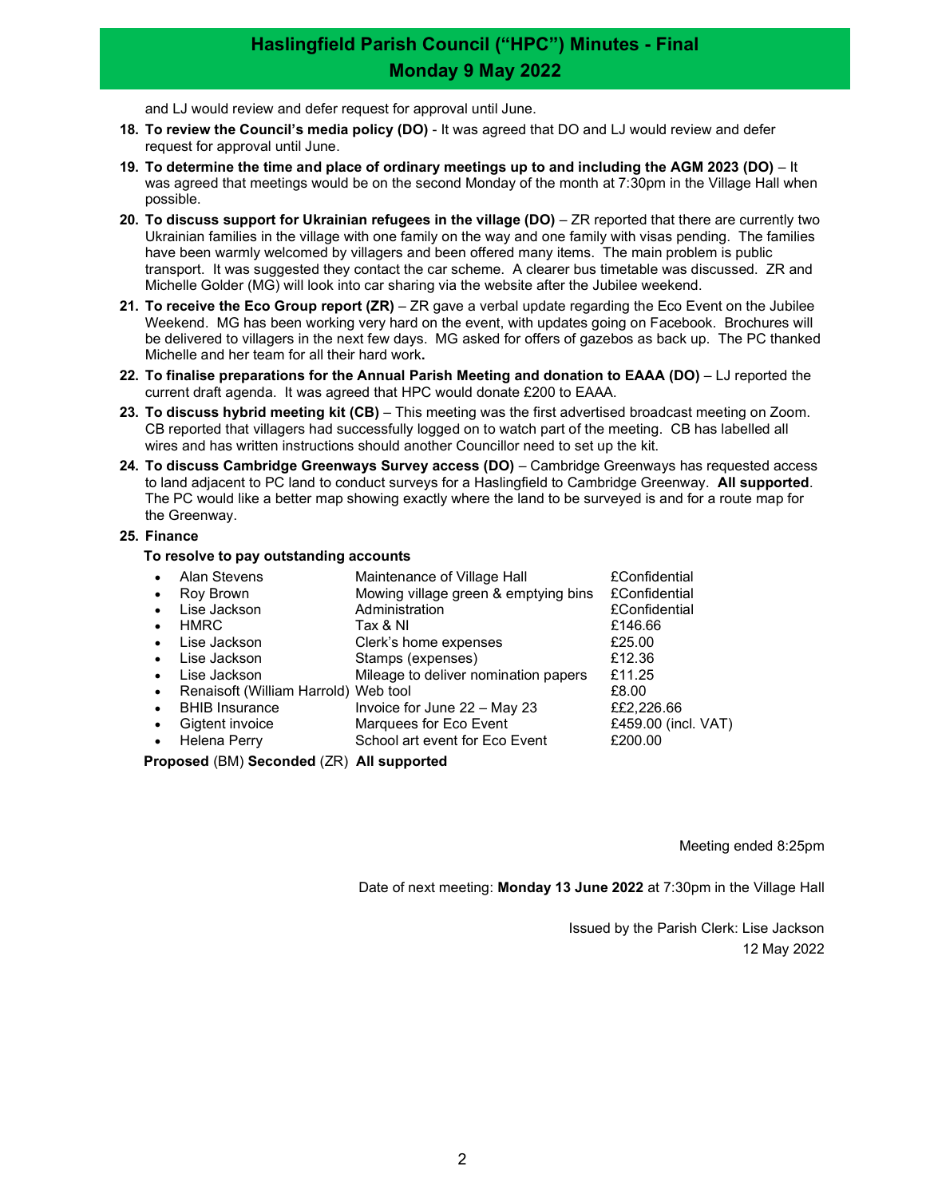and LJ would review and defer request for approval until June.

18. **To review the Council's media policy (DO)** - It was agreed that DO and LJ would review and defer request for approval until June.
19. **To determine the time and place of ordinary meetings up to and including the AGM 2023 (DO)** – It was agreed that meetings would be on the second Monday of the month at 7:30pm in the Village Hall when possible.
20. **To discuss support for Ukrainian refugees in the village (DO)** – ZR reported that there are currently two Ukrainian families in the village with one family on the way and one family with visas pending. The families have been warmly welcomed by villagers and been offered many items. The main problem is public transport. It was suggested they contact the car scheme. A clearer bus timetable was discussed. ZR and Michelle Golder (MG) will look into car sharing via the website after the Jubilee weekend.
21. **To receive the Eco Group report (ZR)** – ZR gave a verbal update regarding the Eco Event on the Jubilee Weekend. MG has been working very hard on the event, with updates going on Facebook. Brochures will be delivered to villagers in the next few days. MG asked for offers of gazebos as back up. The PC thanked Michelle and her team for all their hard work**.**
22. **To finalise preparations for the Annual Parish Meeting and donation to EAAA (DO)** – LJ reported the current draft agenda. It was agreed that HPC would donate £200 to EAAA.
23. **To discuss hybrid meeting kit (CB)** – This meeting was the first advertised broadcast meeting on Zoom. CB reported that villagers had successfully logged on to watch part of the meeting. CB has labelled all wires and has written instructions should another Councillor need to set up the kit.
24. **To discuss Cambridge Greenways Survey access (DO)** – Cambridge Greenways has requested access to land adjacent to PC land to conduct surveys for a Haslingfield to Cambridge Greenway. **All supported**. The PC would like a better map showing exactly where the land to be surveyed is and for a route map for the Greenway.
25. **Finance**

**To resolve to pay outstanding accounts**

| | | |
|---|---|---|
| Alan Stevens | Maintenance of Village Hall | £Confidential |
| Roy Brown | Mowing village green & emptying bins | £Confidential |
| Lise Jackson | Administration | £Confidential |
| HMRC | Tax & NI | £146.66 |
| Lise Jackson | Clerk's home expenses | £25.00 |
| Lise Jackson | Stamps (expenses) | £12.36 |
| Lise Jackson | Mileage to deliver nomination papers | £11.25 |
| Renaisoft (William Harrold) | Web tool | £8.00 |
| BHIB Insurance | Invoice for June 22 – May 23 | ££2,226.66 |
| Gigtent invoice | Marquees for Eco Event | £459.00 (incl. VAT) |
| Helena Perry | School art event for Eco Event | £200.00 |

**Proposed** (BM) **Seconded** (ZR) **All supported**

Meeting ended 8:25pm

Date of next meeting: **Monday 13 June 2022** at 7:30pm in the Village Hall

Issued by the Parish Clerk: Lise Jackson
12 May 2022